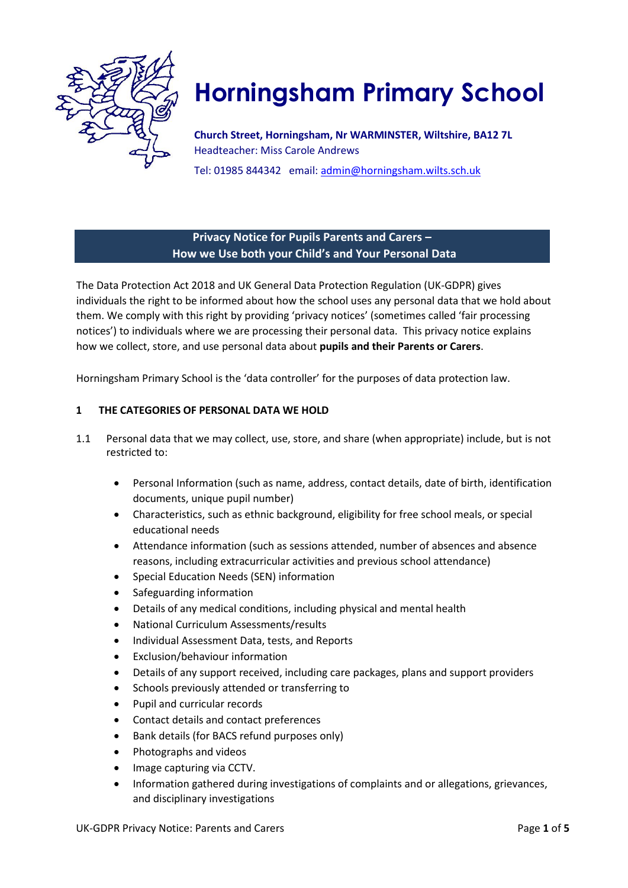# Horningsham Primary School

**Church Street, Horningsham, Nr WARMINSTER, Wiltshire, BA12 7L**
Headteacher: Miss Carole Andrews
Tel: 01985 844342 email: admin@horningsham.wilts.sch.uk

## Privacy Notice for Pupils Parents and Carers – How we Use both your Child's and Your Personal Data

The Data Protection Act 2018 and UK General Data Protection Regulation (UK-GDPR) gives individuals the right to be informed about how the school uses any personal data that we hold about them. We comply with this right by providing 'privacy notices' (sometimes called 'fair processing notices') to individuals where we are processing their personal data. This privacy notice explains how we collect, store, and use personal data about **pupils and their Parents or Carers**.

Horningsham Primary School is the 'data controller' for the purposes of data protection law.

### 1 THE CATEGORIES OF PERSONAL DATA WE HOLD

1.1 Personal data that we may collect, use, store, and share (when appropriate) include, but is not restricted to:

- Personal Information (such as name, address, contact details, date of birth, identification documents, unique pupil number)
- Characteristics, such as ethnic background, eligibility for free school meals, or special educational needs
- Attendance information (such as sessions attended, number of absences and absence reasons, including extracurricular activities and previous school attendance)
- Special Education Needs (SEN) information
- Safeguarding information
- Details of any medical conditions, including physical and mental health
- National Curriculum Assessments/results
- Individual Assessment Data, tests, and Reports
- Exclusion/behaviour information
- Details of any support received, including care packages, plans and support providers
- Schools previously attended or transferring to
- Pupil and curricular records
- Contact details and contact preferences
- Bank details (for BACS refund purposes only)
- Photographs and videos
- Image capturing via CCTV.
- Information gathered during investigations of complaints and or allegations, grievances, and disciplinary investigations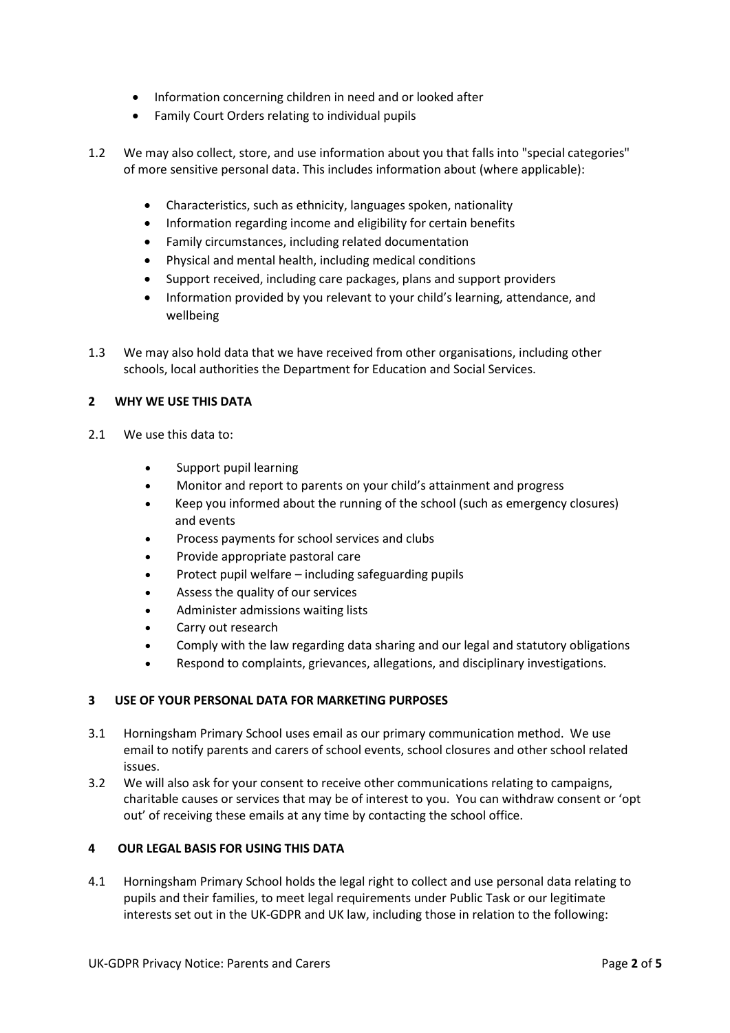- Information concerning children in need and or looked after
- Family Court Orders relating to individual pupils

1.2 We may also collect, store, and use information about you that falls into "special categories" of more sensitive personal data. This includes information about (where applicable):

- Characteristics, such as ethnicity, languages spoken, nationality
- Information regarding income and eligibility for certain benefits
- Family circumstances, including related documentation
- Physical and mental health, including medical conditions
- Support received, including care packages, plans and support providers
- Information provided by you relevant to your child's learning, attendance, and wellbeing

1.3 We may also hold data that we have received from other organisations, including other schools, local authorities the Department for Education and Social Services.

## 2 WHY WE USE THIS DATA

2.1 We use this data to:

- Support pupil learning
- Monitor and report to parents on your child's attainment and progress
- Keep you informed about the running of the school (such as emergency closures) and events
- Process payments for school services and clubs
- Provide appropriate pastoral care
- Protect pupil welfare – including safeguarding pupils
- Assess the quality of our services
- Administer admissions waiting lists
- Carry out research
- Comply with the law regarding data sharing and our legal and statutory obligations
- Respond to complaints, grievances, allegations, and disciplinary investigations.

## 3 USE OF YOUR PERSONAL DATA FOR MARKETING PURPOSES

3.1 Horningsham Primary School uses email as our primary communication method. We use email to notify parents and carers of school events, school closures and other school related issues.

3.2 We will also ask for your consent to receive other communications relating to campaigns, charitable causes or services that may be of interest to you. You can withdraw consent or 'opt out' of receiving these emails at any time by contacting the school office.

## 4 OUR LEGAL BASIS FOR USING THIS DATA

4.1 Horningsham Primary School holds the legal right to collect and use personal data relating to pupils and their families, to meet legal requirements under Public Task or our legitimate interests set out in the UK-GDPR and UK law, including those in relation to the following: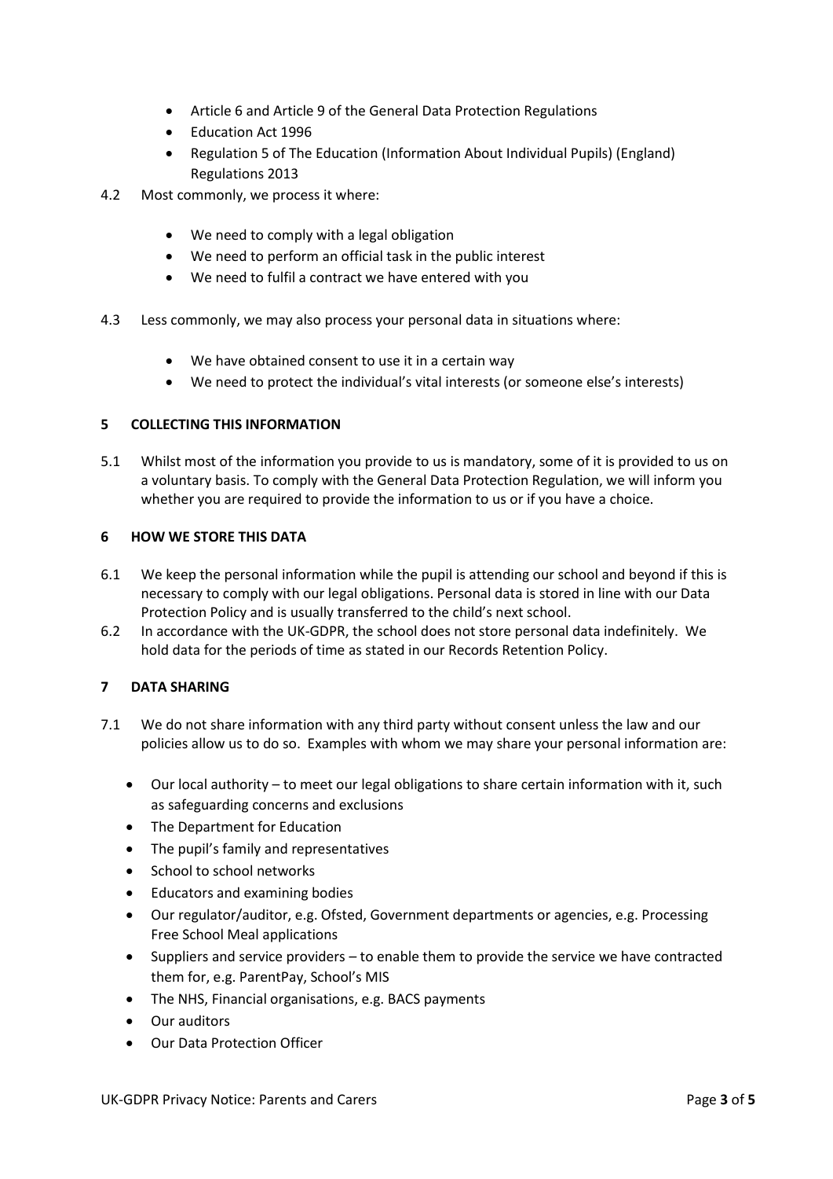- Article 6 and Article 9 of the General Data Protection Regulations
- Education Act 1996
- Regulation 5 of The Education (Information About Individual Pupils) (England) Regulations 2013

4.2 Most commonly, we process it where:

- We need to comply with a legal obligation
- We need to perform an official task in the public interest
- We need to fulfil a contract we have entered with you

4.3 Less commonly, we may also process your personal data in situations where:

- We have obtained consent to use it in a certain way
- We need to protect the individual's vital interests (or someone else's interests)

**5 COLLECTING THIS INFORMATION**

5.1 Whilst most of the information you provide to us is mandatory, some of it is provided to us on a voluntary basis. To comply with the General Data Protection Regulation, we will inform you whether you are required to provide the information to us or if you have a choice.

**6 HOW WE STORE THIS DATA**

6.1 We keep the personal information while the pupil is attending our school and beyond if this is necessary to comply with our legal obligations. Personal data is stored in line with our Data Protection Policy and is usually transferred to the child's next school.

6.2 In accordance with the UK-GDPR, the school does not store personal data indefinitely. We hold data for the periods of time as stated in our Records Retention Policy.

**7 DATA SHARING**

7.1 We do not share information with any third party without consent unless the law and our policies allow us to do so. Examples with whom we may share your personal information are:

- Our local authority – to meet our legal obligations to share certain information with it, such as safeguarding concerns and exclusions
- The Department for Education
- The pupil's family and representatives
- School to school networks
- Educators and examining bodies
- Our regulator/auditor, e.g. Ofsted, Government departments or agencies, e.g. Processing Free School Meal applications
- Suppliers and service providers – to enable them to provide the service we have contracted them for, e.g. ParentPay, School's MIS
- The NHS, Financial organisations, e.g. BACS payments
- Our auditors
- Our Data Protection Officer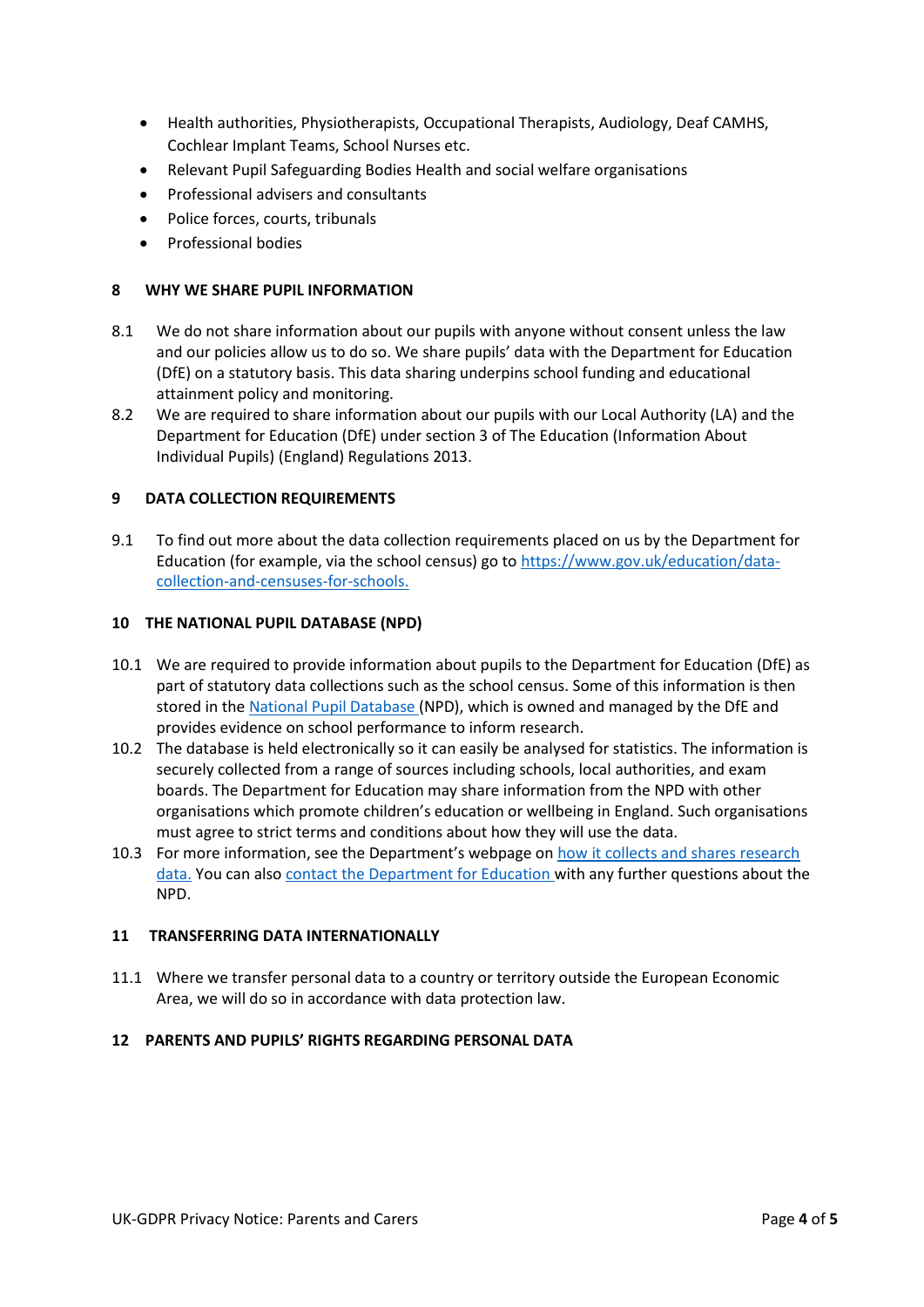- Health authorities, Physiotherapists, Occupational Therapists, Audiology, Deaf CAMHS, Cochlear Implant Teams, School Nurses etc.
- Relevant Pupil Safeguarding Bodies Health and social welfare organisations
- Professional advisers and consultants
- Police forces, courts, tribunals
- Professional bodies

## 8 WHY WE SHARE PUPIL INFORMATION

8.1 We do not share information about our pupils with anyone without consent unless the law and our policies allow us to do so. We share pupils' data with the Department for Education (DfE) on a statutory basis. This data sharing underpins school funding and educational attainment policy and monitoring.

8.2 We are required to share information about our pupils with our Local Authority (LA) and the Department for Education (DfE) under section 3 of The Education (Information About Individual Pupils) (England) Regulations 2013.

## 9 DATA COLLECTION REQUIREMENTS

9.1 To find out more about the data collection requirements placed on us by the Department for Education (for example, via the school census) go to https://www.gov.uk/education/data-collection-and-censuses-for-schools.

## 10 THE NATIONAL PUPIL DATABASE (NPD)

10.1 We are required to provide information about pupils to the Department for Education (DfE) as part of statutory data collections such as the school census. Some of this information is then stored in the National Pupil Database (NPD), which is owned and managed by the DfE and provides evidence on school performance to inform research.

10.2 The database is held electronically so it can easily be analysed for statistics. The information is securely collected from a range of sources including schools, local authorities, and exam boards. The Department for Education may share information from the NPD with other organisations which promote children's education or wellbeing in England. Such organisations must agree to strict terms and conditions about how they will use the data.

10.3 For more information, see the Department's webpage on how it collects and shares research data. You can also contact the Department for Education with any further questions about the NPD.

## 11 TRANSFERRING DATA INTERNATIONALLY

11.1 Where we transfer personal data to a country or territory outside the European Economic Area, we will do so in accordance with data protection law.

## 12 PARENTS AND PUPILS' RIGHTS REGARDING PERSONAL DATA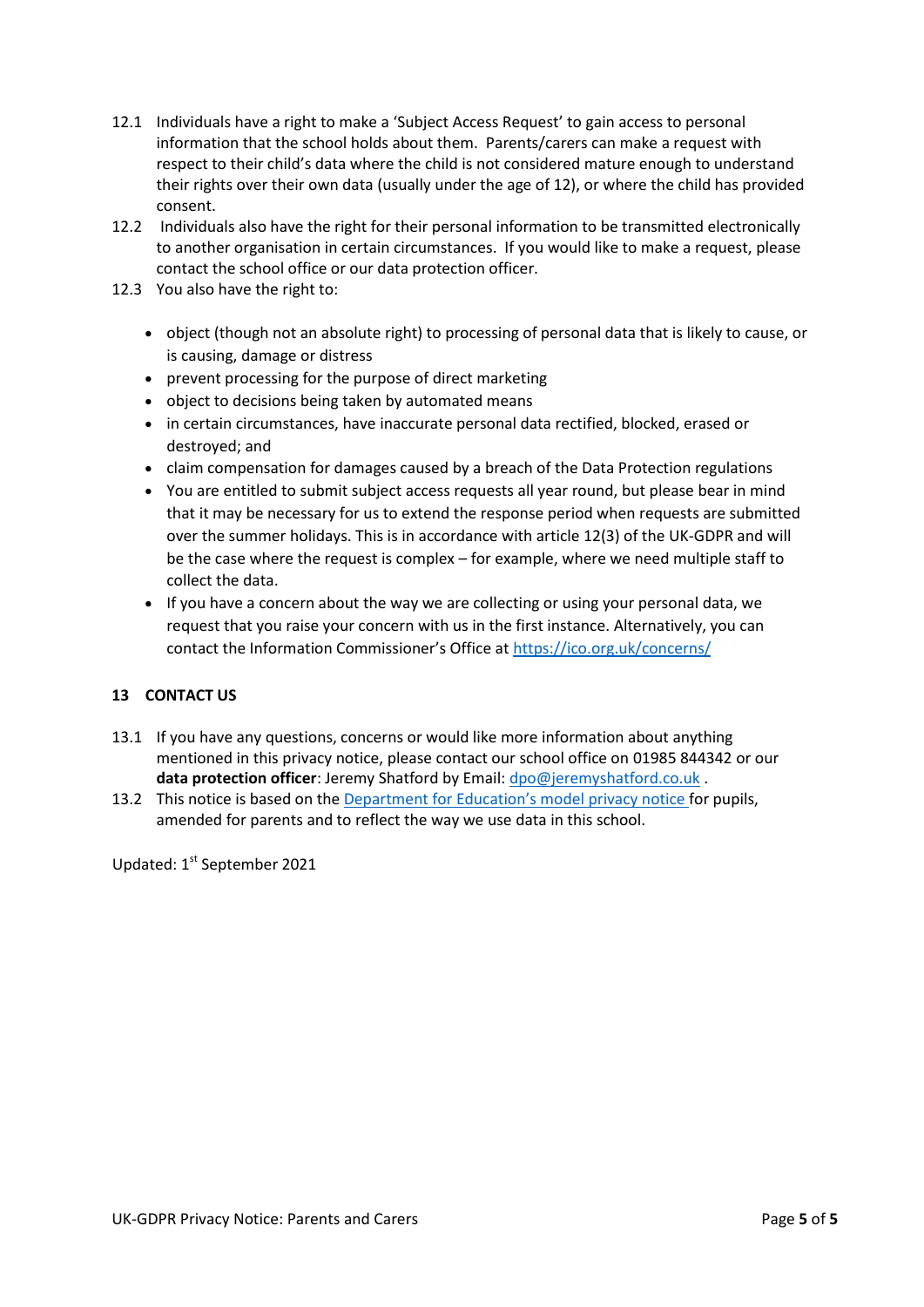12.1 Individuals have a right to make a 'Subject Access Request' to gain access to personal information that the school holds about them. Parents/carers can make a request with respect to their child's data where the child is not considered mature enough to understand their rights over their own data (usually under the age of 12), or where the child has provided consent.

12.2 Individuals also have the right for their personal information to be transmitted electronically to another organisation in certain circumstances. If you would like to make a request, please contact the school office or our data protection officer.

12.3 You also have the right to:

- object (though not an absolute right) to processing of personal data that is likely to cause, or is causing, damage or distress
- prevent processing for the purpose of direct marketing
- object to decisions being taken by automated means
- in certain circumstances, have inaccurate personal data rectified, blocked, erased or destroyed; and
- claim compensation for damages caused by a breach of the Data Protection regulations
- You are entitled to submit subject access requests all year round, but please bear in mind that it may be necessary for us to extend the response period when requests are submitted over the summer holidays. This is in accordance with article 12(3) of the UK-GDPR and will be the case where the request is complex – for example, where we need multiple staff to collect the data.
- If you have a concern about the way we are collecting or using your personal data, we request that you raise your concern with us in the first instance. Alternatively, you can contact the Information Commissioner's Office at [https://ico.org.uk/concerns/](https://ico.org.uk/concerns/)

## 13 CONTACT US

13.1 If you have any questions, concerns or would like more information about anything mentioned in this privacy notice, please contact our school office on 01985 844342 or our **data protection officer**: Jeremy Shatford by Email: [dpo@jeremyshatford.co.uk](mailto:dpo@jeremyshatford.co.uk) .

13.2 This notice is based on the Department for Education's model privacy notice for pupils, amended for parents and to reflect the way we use data in this school.

Updated: 1st September 2021